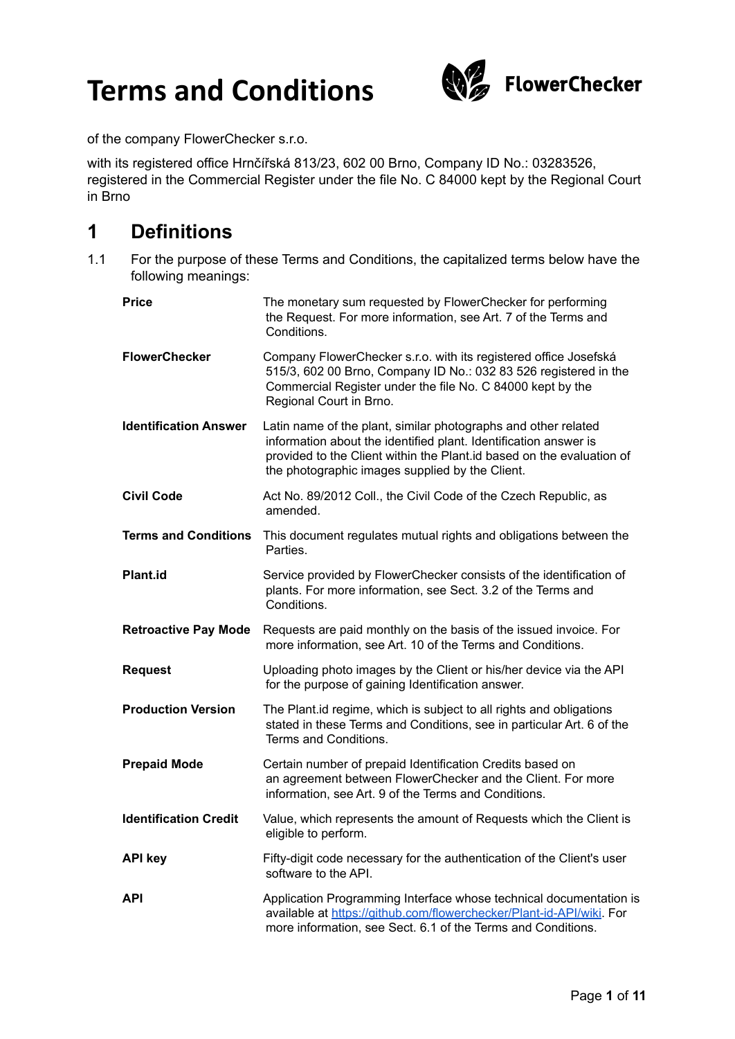# Terms and Conditions

FlowerChecker

of the company FlowerChecker s.r.o.

with its registered office Hrnčířská 813/23, 602 00 Brno, Company ID No.: 03283526, registered in the Commercial Register under the file No. C 84000 kept by the Regional Court in Brno

## 1 Definitions

1.1 For the purpose of these Terms and Conditions, the capitalized terms below have the following meanings:

| | |
|---|---|
| **Price** | The monetary sum requested by FlowerChecker for performing the Request. For more information, see Art. 7 of the Terms and Conditions. |
| **FlowerChecker** | Company FlowerChecker s.r.o. with its registered office Josefská 515/3, 602 00 Brno, Company ID No.: 032 83 526 registered in the Commercial Register under the file No. C 84000 kept by the Regional Court in Brno. |
| **Identification Answer** | Latin name of the plant, similar photographs and other related information about the identified plant. Identification answer is provided to the Client within the Plant.id based on the evaluation of the photographic images supplied by the Client. |
| **Civil Code** | Act No. 89/2012 Coll., the Civil Code of the Czech Republic, as amended. |
| **Terms and Conditions** | This document regulates mutual rights and obligations between the Parties. |
| **Plant.id** | Service provided by FlowerChecker consists of the identification of plants. For more information, see Sect. 3.2 of the Terms and Conditions. |
| **Retroactive Pay Mode** | Requests are paid monthly on the basis of the issued invoice. For more information, see Art. 10 of the Terms and Conditions. |
| **Request** | Uploading photo images by the Client or his/her device via the API for the purpose of gaining Identification answer. |
| **Production Version** | The Plant.id regime, which is subject to all rights and obligations stated in these Terms and Conditions, see in particular Art. 6 of the Terms and Conditions. |
| **Prepaid Mode** | Certain number of prepaid Identification Credits based on an agreement between FlowerChecker and the Client. For more information, see Art. 9 of the Terms and Conditions. |
| **Identification Credit** | Value, which represents the amount of Requests which the Client is eligible to perform. |
| **API key** | Fifty-digit code necessary for the authentication of the Client's user software to the API. |
| **API** | Application Programming Interface whose technical documentation is available at https://github.com/flowerchecker/Plant-id-API/wiki. For more information, see Sect. 6.1 of the Terms and Conditions. |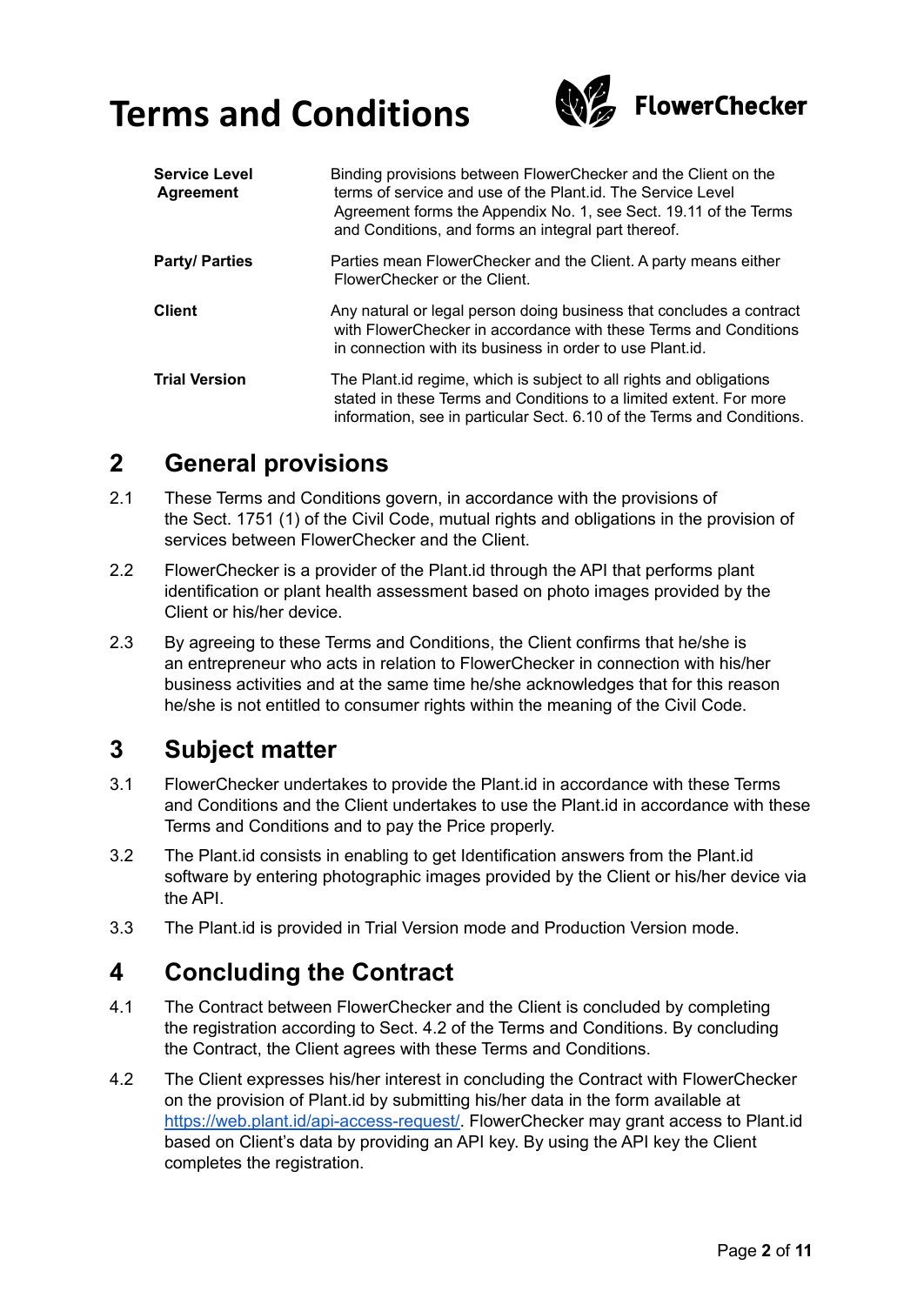# Terms and Conditions

| | |
|---|---|
| **Service Level Agreement** | Binding provisions between FlowerChecker and the Client on the terms of service and use of the Plant.id. The Service Level Agreement forms the Appendix No. 1, see Sect. 19.11 of the Terms and Conditions, and forms an integral part thereof. |
| **Party/ Parties** | Parties mean FlowerChecker and the Client. A party means either FlowerChecker or the Client. |
| **Client** | Any natural or legal person doing business that concludes a contract with FlowerChecker in accordance with these Terms and Conditions in connection with its business in order to use Plant.id. |
| **Trial Version** | The Plant.id regime, which is subject to all rights and obligations stated in these Terms and Conditions to a limited extent. For more information, see in particular Sect. 6.10 of the Terms and Conditions. |

## 2 General provisions

2.1 These Terms and Conditions govern, in accordance with the provisions of the Sect. 1751 (1) of the Civil Code, mutual rights and obligations in the provision of services between FlowerChecker and the Client.

2.2 FlowerChecker is a provider of the Plant.id through the API that performs plant identification or plant health assessment based on photo images provided by the Client or his/her device.

2.3 By agreeing to these Terms and Conditions, the Client confirms that he/she is an entrepreneur who acts in relation to FlowerChecker in connection with his/her business activities and at the same time he/she acknowledges that for this reason he/she is not entitled to consumer rights within the meaning of the Civil Code.

## 3 Subject matter

3.1 FlowerChecker undertakes to provide the Plant.id in accordance with these Terms and Conditions and the Client undertakes to use the Plant.id in accordance with these Terms and Conditions and to pay the Price properly.

3.2 The Plant.id consists in enabling to get Identification answers from the Plant.id software by entering photographic images provided by the Client or his/her device via the API.

3.3 The Plant.id is provided in Trial Version mode and Production Version mode.

## 4 Concluding the Contract

4.1 The Contract between FlowerChecker and the Client is concluded by completing the registration according to Sect. 4.2 of the Terms and Conditions. By concluding the Contract, the Client agrees with these Terms and Conditions.

4.2 The Client expresses his/her interest in concluding the Contract with FlowerChecker on the provision of Plant.id by submitting his/her data in the form available at [https://web.plant.id/api-access-request/](https://web.plant.id/api-access-request/). FlowerChecker may grant access to Plant.id based on Client's data by providing an API key. By using the API key the Client completes the registration.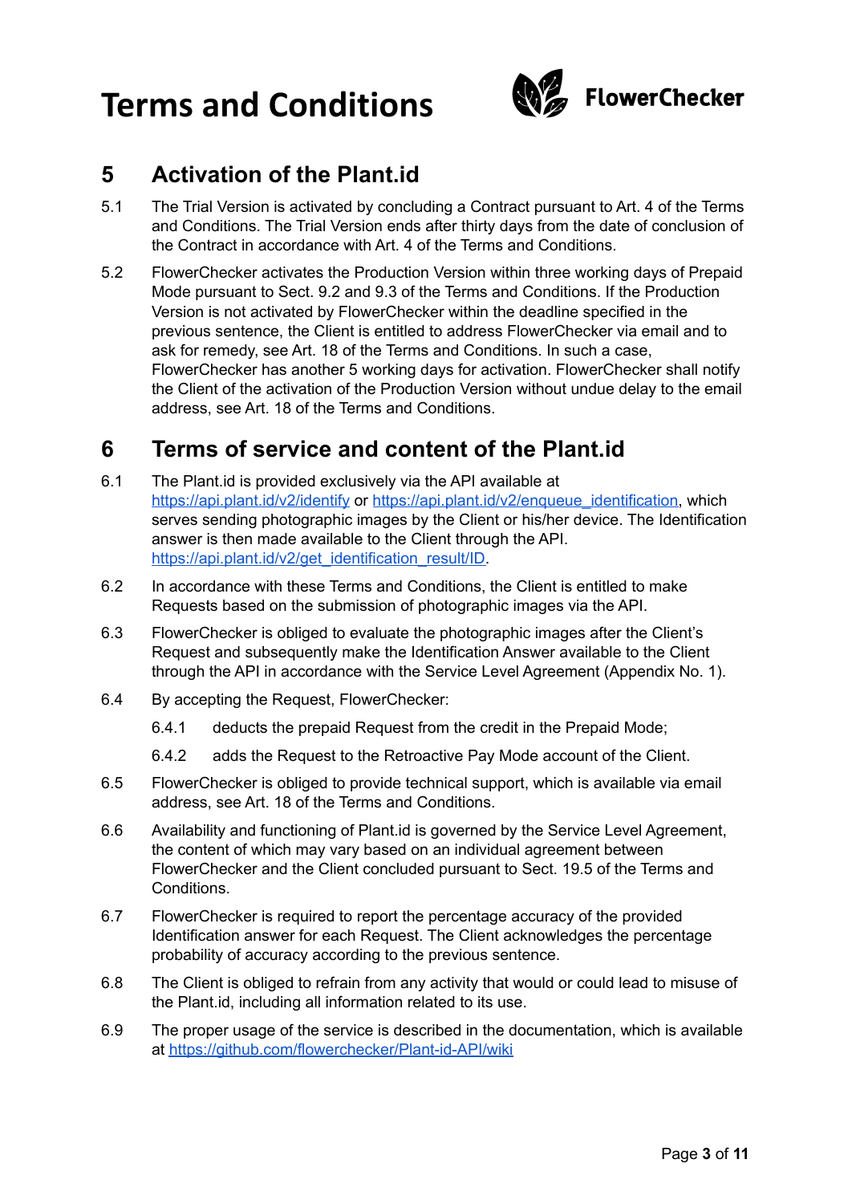## 5 Activation of the Plant.id

5.1 The Trial Version is activated by concluding a Contract pursuant to Art. 4 of the Terms and Conditions. The Trial Version ends after thirty days from the date of conclusion of the Contract in accordance with Art. 4 of the Terms and Conditions.

5.2 FlowerChecker activates the Production Version within three working days of Prepaid Mode pursuant to Sect. 9.2 and 9.3 of the Terms and Conditions. If the Production Version is not activated by FlowerChecker within the deadline specified in the previous sentence, the Client is entitled to address FlowerChecker via email and to ask for remedy, see Art. 18 of the Terms and Conditions. In such a case, FlowerChecker has another 5 working days for activation. FlowerChecker shall notify the Client of the activation of the Production Version without undue delay to the email address, see Art. 18 of the Terms and Conditions.

## 6 Terms of service and content of the Plant.id

6.1 The Plant.id is provided exclusively via the API available at [https://api.plant.id/v2/identify](https://api.plant.id/v2/identify) or [https://api.plant.id/v2/enqueue_identification](https://api.plant.id/v2/enqueue_identification), which serves sending photographic images by the Client or his/her device. The Identification answer is then made available to the Client through the API. [https://api.plant.id/v2/get_identification_result/ID](https://api.plant.id/v2/get_identification_result/ID).

6.2 In accordance with these Terms and Conditions, the Client is entitled to make Requests based on the submission of photographic images via the API.

6.3 FlowerChecker is obliged to evaluate the photographic images after the Client's Request and subsequently make the Identification Answer available to the Client through the API in accordance with the Service Level Agreement (Appendix No. 1).

6.4 By accepting the Request, FlowerChecker:

- 6.4.1 deducts the prepaid Request from the credit in the Prepaid Mode;
- 6.4.2 adds the Request to the Retroactive Pay Mode account of the Client.

6.5 FlowerChecker is obliged to provide technical support, which is available via email address, see Art. 18 of the Terms and Conditions.

6.6 Availability and functioning of Plant.id is governed by the Service Level Agreement, the content of which may vary based on an individual agreement between FlowerChecker and the Client concluded pursuant to Sect. 19.5 of the Terms and Conditions.

6.7 FlowerChecker is required to report the percentage accuracy of the provided Identification answer for each Request. The Client acknowledges the percentage probability of accuracy according to the previous sentence.

6.8 The Client is obliged to refrain from any activity that would or could lead to misuse of the Plant.id, including all information related to its use.

6.9 The proper usage of the service is described in the documentation, which is available at [https://github.com/flowerchecker/Plant-id-API/wiki](https://github.com/flowerchecker/Plant-id-API/wiki)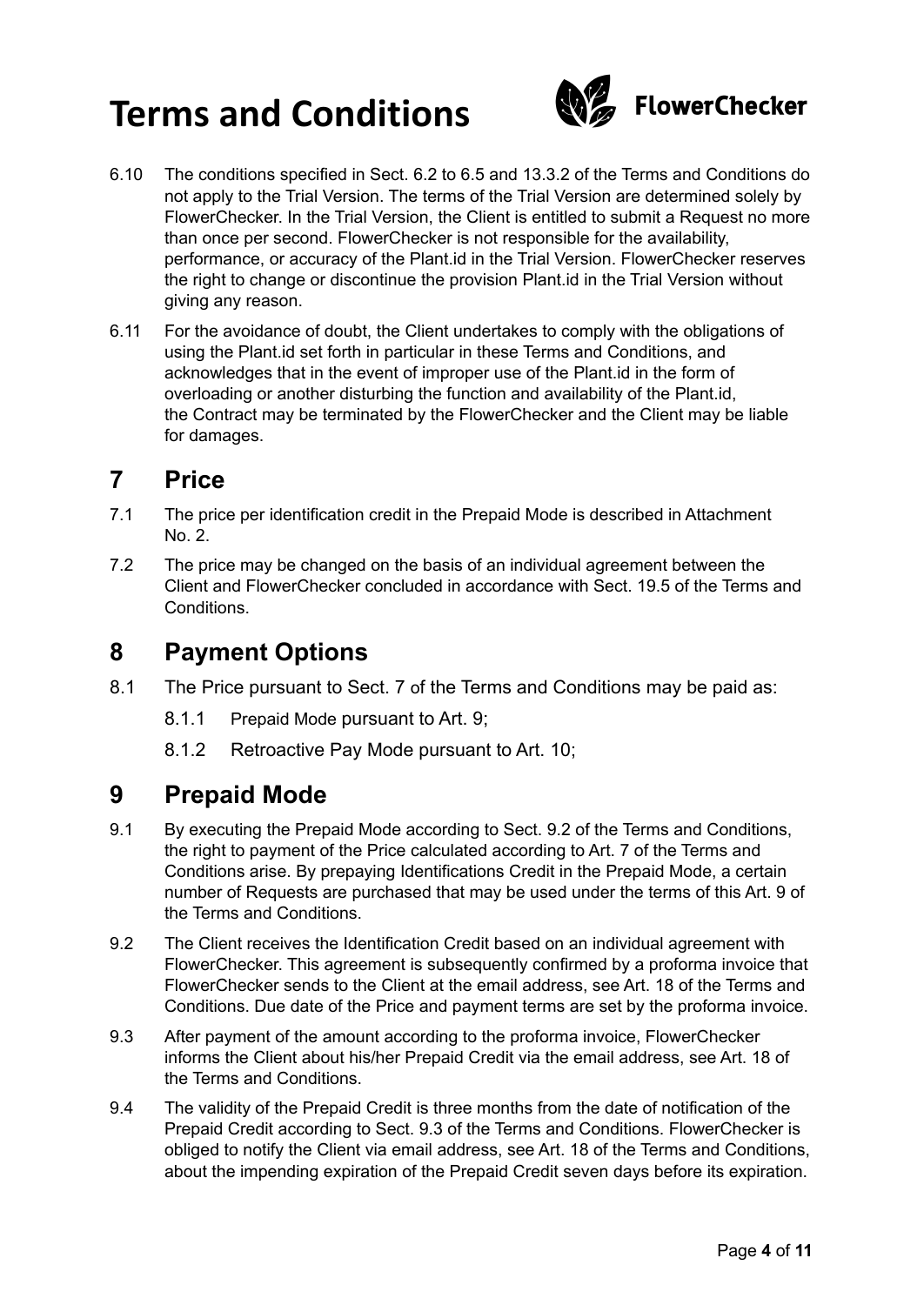6.10 The conditions specified in Sect. 6.2 to 6.5 and 13.3.2 of the Terms and Conditions do not apply to the Trial Version. The terms of the Trial Version are determined solely by FlowerChecker. In the Trial Version, the Client is entitled to submit a Request no more than once per second. FlowerChecker is not responsible for the availability, performance, or accuracy of the Plant.id in the Trial Version. FlowerChecker reserves the right to change or discontinue the provision Plant.id in the Trial Version without giving any reason.

6.11 For the avoidance of doubt, the Client undertakes to comply with the obligations of using the Plant.id set forth in particular in these Terms and Conditions, and acknowledges that in the event of improper use of the Plant.id in the form of overloading or another disturbing the function and availability of the Plant.id, the Contract may be terminated by the FlowerChecker and the Client may be liable for damages.

## 7 Price

7.1 The price per identification credit in the Prepaid Mode is described in Attachment No. 2.

7.2 The price may be changed on the basis of an individual agreement between the Client and FlowerChecker concluded in accordance with Sect. 19.5 of the Terms and Conditions.

## 8 Payment Options

8.1 The Price pursuant to Sect. 7 of the Terms and Conditions may be paid as:

8.1.1 Prepaid Mode pursuant to Art. 9;

8.1.2 Retroactive Pay Mode pursuant to Art. 10;

## 9 Prepaid Mode

9.1 By executing the Prepaid Mode according to Sect. 9.2 of the Terms and Conditions, the right to payment of the Price calculated according to Art. 7 of the Terms and Conditions arise. By prepaying Identifications Credit in the Prepaid Mode, a certain number of Requests are purchased that may be used under the terms of this Art. 9 of the Terms and Conditions.

9.2 The Client receives the Identification Credit based on an individual agreement with FlowerChecker. This agreement is subsequently confirmed by a proforma invoice that FlowerChecker sends to the Client at the email address, see Art. 18 of the Terms and Conditions. Due date of the Price and payment terms are set by the proforma invoice.

9.3 After payment of the amount according to the proforma invoice, FlowerChecker informs the Client about his/her Prepaid Credit via the email address, see Art. 18 of the Terms and Conditions.

9.4 The validity of the Prepaid Credit is three months from the date of notification of the Prepaid Credit according to Sect. 9.3 of the Terms and Conditions. FlowerChecker is obliged to notify the Client via email address, see Art. 18 of the Terms and Conditions, about the impending expiration of the Prepaid Credit seven days before its expiration.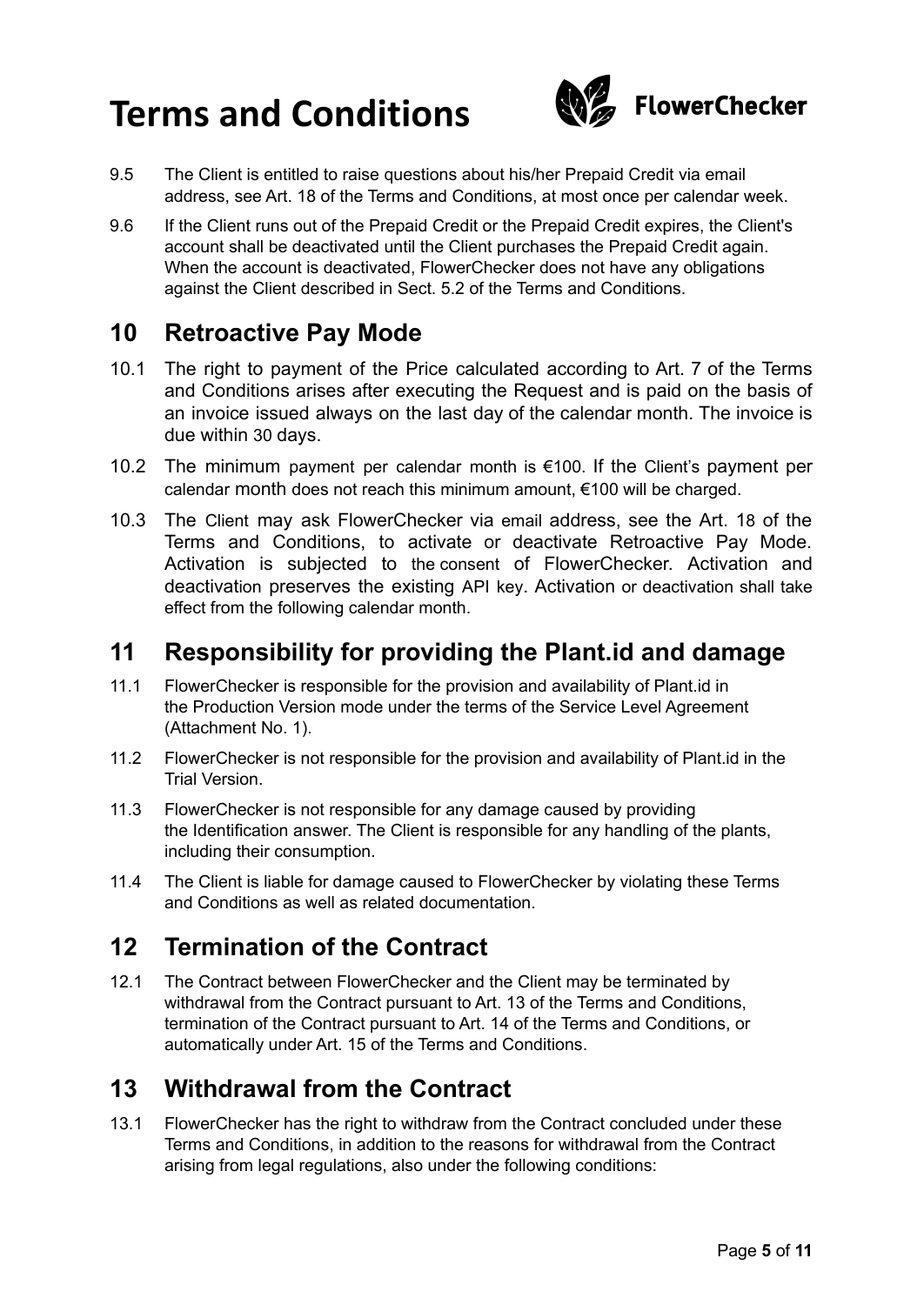9.5 The Client is entitled to raise questions about his/her Prepaid Credit via email address, see Art. 18 of the Terms and Conditions, at most once per calendar week.

9.6 If the Client runs out of the Prepaid Credit or the Prepaid Credit expires, the Client's account shall be deactivated until the Client purchases the Prepaid Credit again. When the account is deactivated, FlowerChecker does not have any obligations against the Client described in Sect. 5.2 of the Terms and Conditions.

## 10 Retroactive Pay Mode

10.1 The right to payment of the Price calculated according to Art. 7 of the Terms and Conditions arises after executing the Request and is paid on the basis of an invoice issued always on the last day of the calendar month. The invoice is due within 30 days.

10.2 The minimum payment per calendar month is €100. If the Client's payment per calendar month does not reach this minimum amount, €100 will be charged.

10.3 The Client may ask FlowerChecker via email address, see the Art. 18 of the Terms and Conditions, to activate or deactivate Retroactive Pay Mode. Activation is subjected to the consent of FlowerChecker. Activation and deactivation preserves the existing API key. Activation or deactivation shall take effect from the following calendar month.

## 11 Responsibility for providing the Plant.id and damage

11.1 FlowerChecker is responsible for the provision and availability of Plant.id in the Production Version mode under the terms of the Service Level Agreement (Attachment No. 1).

11.2 FlowerChecker is not responsible for the provision and availability of Plant.id in the Trial Version.

11.3 FlowerChecker is not responsible for any damage caused by providing the Identification answer. The Client is responsible for any handling of the plants, including their consumption.

11.4 The Client is liable for damage caused to FlowerChecker by violating these Terms and Conditions as well as related documentation.

## 12 Termination of the Contract

12.1 The Contract between FlowerChecker and the Client may be terminated by withdrawal from the Contract pursuant to Art. 13 of the Terms and Conditions, termination of the Contract pursuant to Art. 14 of the Terms and Conditions, or automatically under Art. 15 of the Terms and Conditions.

## 13 Withdrawal from the Contract

13.1 FlowerChecker has the right to withdraw from the Contract concluded under these Terms and Conditions, in addition to the reasons for withdrawal from the Contract arising from legal regulations, also under the following conditions: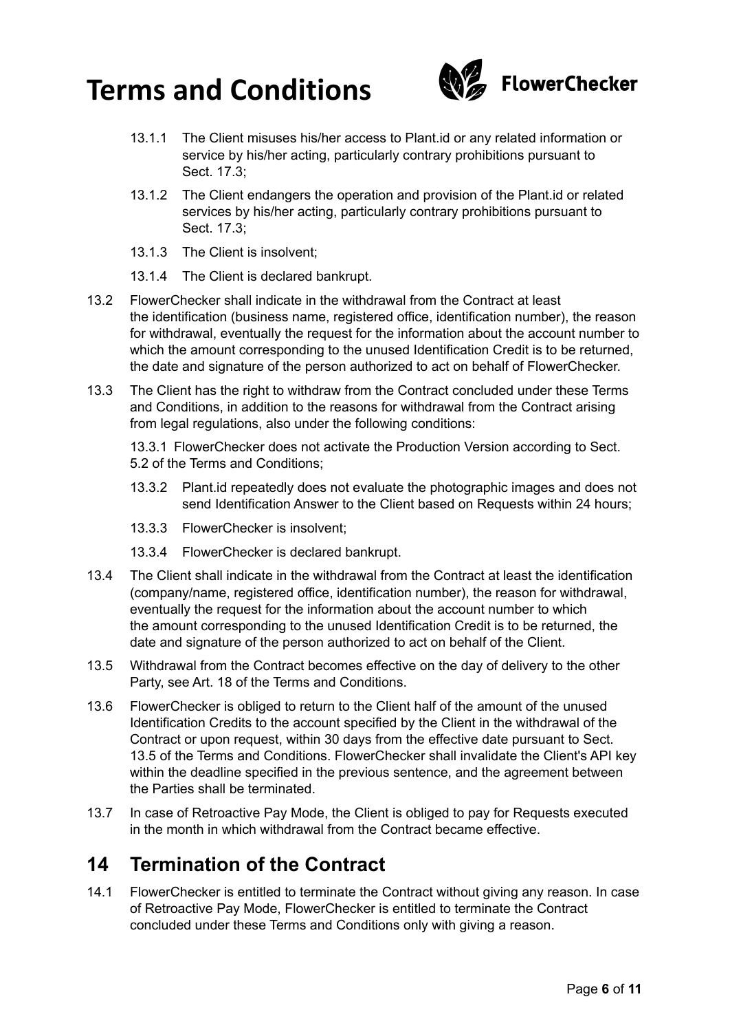13.1.1 The Client misuses his/her access to Plant.id or any related information or service by his/her acting, particularly contrary prohibitions pursuant to Sect. 17.3;

13.1.2 The Client endangers the operation and provision of the Plant.id or related services by his/her acting, particularly contrary prohibitions pursuant to Sect. 17.3;

13.1.3 The Client is insolvent;

13.1.4 The Client is declared bankrupt.

13.2 FlowerChecker shall indicate in the withdrawal from the Contract at least the identification (business name, registered office, identification number), the reason for withdrawal, eventually the request for the information about the account number to which the amount corresponding to the unused Identification Credit is to be returned, the date and signature of the person authorized to act on behalf of FlowerChecker.

13.3 The Client has the right to withdraw from the Contract concluded under these Terms and Conditions, in addition to the reasons for withdrawal from the Contract arising from legal regulations, also under the following conditions:

13.3.1 FlowerChecker does not activate the Production Version according to Sect. 5.2 of the Terms and Conditions;

13.3.2 Plant.id repeatedly does not evaluate the photographic images and does not send Identification Answer to the Client based on Requests within 24 hours;

13.3.3 FlowerChecker is insolvent;

13.3.4 FlowerChecker is declared bankrupt.

13.4 The Client shall indicate in the withdrawal from the Contract at least the identification (company/name, registered office, identification number), the reason for withdrawal, eventually the request for the information about the account number to which the amount corresponding to the unused Identification Credit is to be returned, the date and signature of the person authorized to act on behalf of the Client.

13.5 Withdrawal from the Contract becomes effective on the day of delivery to the other Party, see Art. 18 of the Terms and Conditions.

13.6 FlowerChecker is obliged to return to the Client half of the amount of the unused Identification Credits to the account specified by the Client in the withdrawal of the Contract or upon request, within 30 days from the effective date pursuant to Sect. 13.5 of the Terms and Conditions. FlowerChecker shall invalidate the Client's API key within the deadline specified in the previous sentence, and the agreement between the Parties shall be terminated.

13.7 In case of Retroactive Pay Mode, the Client is obliged to pay for Requests executed in the month in which withdrawal from the Contract became effective.

## 14 Termination of the Contract

14.1 FlowerChecker is entitled to terminate the Contract without giving any reason. In case of Retroactive Pay Mode, FlowerChecker is entitled to terminate the Contract concluded under these Terms and Conditions only with giving a reason.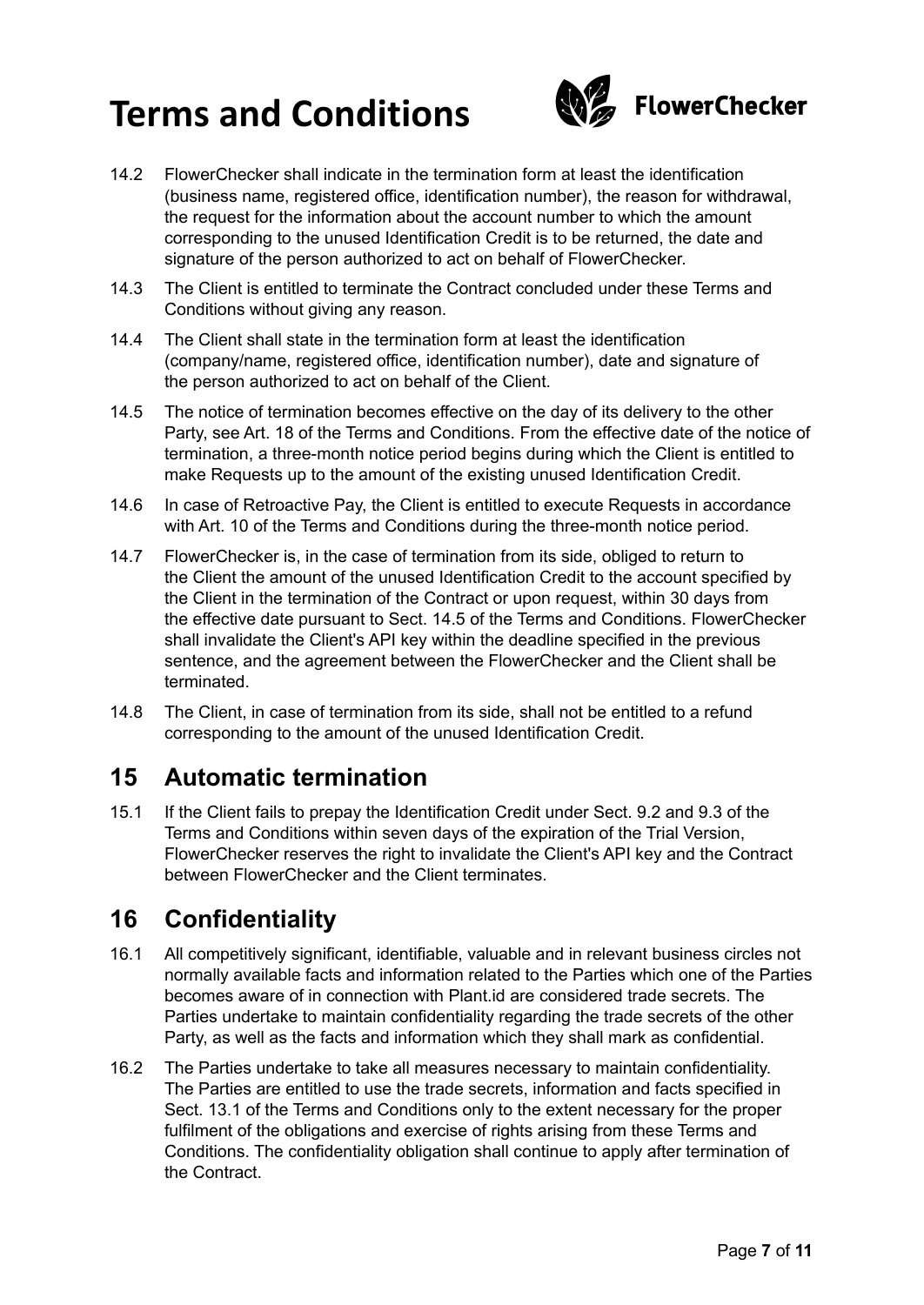14.2 FlowerChecker shall indicate in the termination form at least the identification (business name, registered office, identification number), the reason for withdrawal, the request for the information about the account number to which the amount corresponding to the unused Identification Credit is to be returned, the date and signature of the person authorized to act on behalf of FlowerChecker.

14.3 The Client is entitled to terminate the Contract concluded under these Terms and Conditions without giving any reason.

14.4 The Client shall state in the termination form at least the identification (company/name, registered office, identification number), date and signature of the person authorized to act on behalf of the Client.

14.5 The notice of termination becomes effective on the day of its delivery to the other Party, see Art. 18 of the Terms and Conditions. From the effective date of the notice of termination, a three-month notice period begins during which the Client is entitled to make Requests up to the amount of the existing unused Identification Credit.

14.6 In case of Retroactive Pay, the Client is entitled to execute Requests in accordance with Art. 10 of the Terms and Conditions during the three-month notice period.

14.7 FlowerChecker is, in the case of termination from its side, obliged to return to the Client the amount of the unused Identification Credit to the account specified by the Client in the termination of the Contract or upon request, within 30 days from the effective date pursuant to Sect. 14.5 of the Terms and Conditions. FlowerChecker shall invalidate the Client's API key within the deadline specified in the previous sentence, and the agreement between the FlowerChecker and the Client shall be terminated.

14.8 The Client, in case of termination from its side, shall not be entitled to a refund corresponding to the amount of the unused Identification Credit.

## 15 Automatic termination

15.1 If the Client fails to prepay the Identification Credit under Sect. 9.2 and 9.3 of the Terms and Conditions within seven days of the expiration of the Trial Version, FlowerChecker reserves the right to invalidate the Client's API key and the Contract between FlowerChecker and the Client terminates.

## 16 Confidentiality

16.1 All competitively significant, identifiable, valuable and in relevant business circles not normally available facts and information related to the Parties which one of the Parties becomes aware of in connection with Plant.id are considered trade secrets. The Parties undertake to maintain confidentiality regarding the trade secrets of the other Party, as well as the facts and information which they shall mark as confidential.

16.2 The Parties undertake to take all measures necessary to maintain confidentiality. The Parties are entitled to use the trade secrets, information and facts specified in Sect. 13.1 of the Terms and Conditions only to the extent necessary for the proper fulfilment of the obligations and exercise of rights arising from these Terms and Conditions. The confidentiality obligation shall continue to apply after termination of the Contract.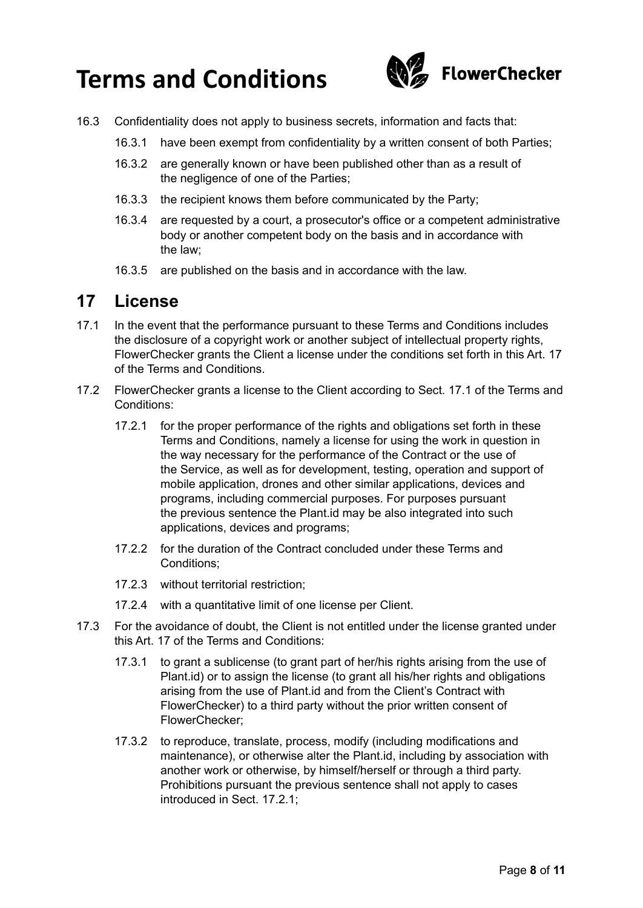16.3 Confidentiality does not apply to business secrets, information and facts that:

16.3.1 have been exempt from confidentiality by a written consent of both Parties;

16.3.2 are generally known or have been published other than as a result of the negligence of one of the Parties;

16.3.3 the recipient knows them before communicated by the Party;

16.3.4 are requested by a court, a prosecutor's office or a competent administrative body or another competent body on the basis and in accordance with the law;

16.3.5 are published on the basis and in accordance with the law.

## 17 License

17.1 In the event that the performance pursuant to these Terms and Conditions includes the disclosure of a copyright work or another subject of intellectual property rights, FlowerChecker grants the Client a license under the conditions set forth in this Art. 17 of the Terms and Conditions.

17.2 FlowerChecker grants a license to the Client according to Sect. 17.1 of the Terms and Conditions:

17.2.1 for the proper performance of the rights and obligations set forth in these Terms and Conditions, namely a license for using the work in question in the way necessary for the performance of the Contract or the use of the Service, as well as for development, testing, operation and support of mobile application, drones and other similar applications, devices and programs, including commercial purposes. For purposes pursuant the previous sentence the Plant.id may be also integrated into such applications, devices and programs;

17.2.2 for the duration of the Contract concluded under these Terms and Conditions;

17.2.3 without territorial restriction;

17.2.4 with a quantitative limit of one license per Client.

17.3 For the avoidance of doubt, the Client is not entitled under the license granted under this Art. 17 of the Terms and Conditions:

17.3.1 to grant a sublicense (to grant part of her/his rights arising from the use of Plant.id) or to assign the license (to grant all his/her rights and obligations arising from the use of Plant.id and from the Client's Contract with FlowerChecker) to a third party without the prior written consent of FlowerChecker;

17.3.2 to reproduce, translate, process, modify (including modifications and maintenance), or otherwise alter the Plant.id, including by association with another work or otherwise, by himself/herself or through a third party. Prohibitions pursuant the previous sentence shall not apply to cases introduced in Sect. 17.2.1;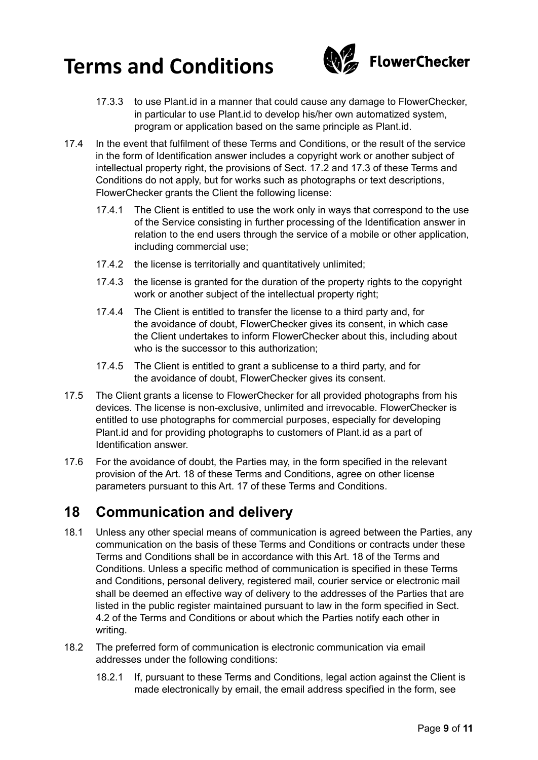17.3.3 to use Plant.id in a manner that could cause any damage to FlowerChecker, in particular to use Plant.id to develop his/her own automatized system, program or application based on the same principle as Plant.id.

17.4 In the event that fulfilment of these Terms and Conditions, or the result of the service in the form of Identification answer includes a copyright work or another subject of intellectual property right, the provisions of Sect. 17.2 and 17.3 of these Terms and Conditions do not apply, but for works such as photographs or text descriptions, FlowerChecker grants the Client the following license:

17.4.1 The Client is entitled to use the work only in ways that correspond to the use of the Service consisting in further processing of the Identification answer in relation to the end users through the service of a mobile or other application, including commercial use;

17.4.2 the license is territorially and quantitatively unlimited;

17.4.3 the license is granted for the duration of the property rights to the copyright work or another subject of the intellectual property right;

17.4.4 The Client is entitled to transfer the license to a third party and, for the avoidance of doubt, FlowerChecker gives its consent, in which case the Client undertakes to inform FlowerChecker about this, including about who is the successor to this authorization;

17.4.5 The Client is entitled to grant a sublicense to a third party, and for the avoidance of doubt, FlowerChecker gives its consent.

17.5 The Client grants a license to FlowerChecker for all provided photographs from his devices. The license is non-exclusive, unlimited and irrevocable. FlowerChecker is entitled to use photographs for commercial purposes, especially for developing Plant.id and for providing photographs to customers of Plant.id as a part of Identification answer.

17.6 For the avoidance of doubt, the Parties may, in the form specified in the relevant provision of the Art. 18 of these Terms and Conditions, agree on other license parameters pursuant to this Art. 17 of these Terms and Conditions.

## 18 Communication and delivery

18.1 Unless any other special means of communication is agreed between the Parties, any communication on the basis of these Terms and Conditions or contracts under these Terms and Conditions shall be in accordance with this Art. 18 of the Terms and Conditions. Unless a specific method of communication is specified in these Terms and Conditions, personal delivery, registered mail, courier service or electronic mail shall be deemed an effective way of delivery to the addresses of the Parties that are listed in the public register maintained pursuant to law in the form specified in Sect. 4.2 of the Terms and Conditions or about which the Parties notify each other in writing.

18.2 The preferred form of communication is electronic communication via email addresses under the following conditions:

18.2.1 If, pursuant to these Terms and Conditions, legal action against the Client is made electronically by email, the email address specified in the form, see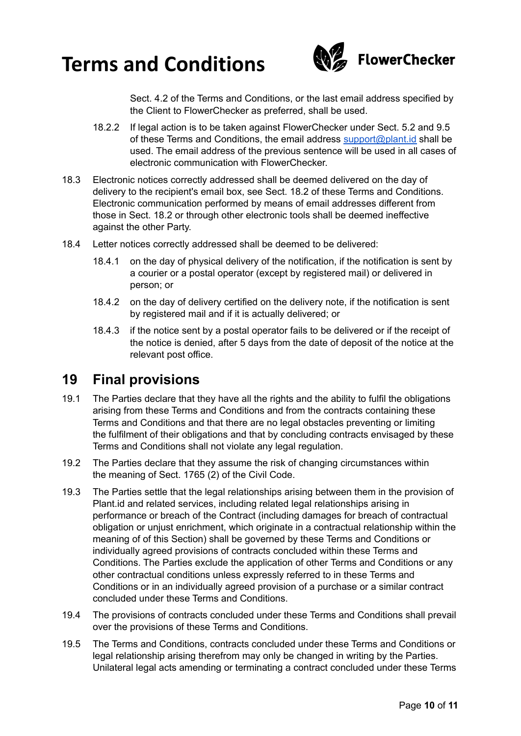Sect. 4.2 of the Terms and Conditions, or the last email address specified by the Client to FlowerChecker as preferred, shall be used.

18.2.2 If legal action is to be taken against FlowerChecker under Sect. 5.2 and 9.5 of these Terms and Conditions, the email address support@plant.id shall be used. The email address of the previous sentence will be used in all cases of electronic communication with FlowerChecker.

18.3 Electronic notices correctly addressed shall be deemed delivered on the day of delivery to the recipient's email box, see Sect. 18.2 of these Terms and Conditions. Electronic communication performed by means of email addresses different from those in Sect. 18.2 or through other electronic tools shall be deemed ineffective against the other Party.

18.4 Letter notices correctly addressed shall be deemed to be delivered:

18.4.1 on the day of physical delivery of the notification, if the notification is sent by a courier or a postal operator (except by registered mail) or delivered in person; or

18.4.2 on the day of delivery certified on the delivery note, if the notification is sent by registered mail and if it is actually delivered; or

18.4.3 if the notice sent by a postal operator fails to be delivered or if the receipt of the notice is denied, after 5 days from the date of deposit of the notice at the relevant post office.

## 19 Final provisions

19.1 The Parties declare that they have all the rights and the ability to fulfil the obligations arising from these Terms and Conditions and from the contracts containing these Terms and Conditions and that there are no legal obstacles preventing or limiting the fulfilment of their obligations and that by concluding contracts envisaged by these Terms and Conditions shall not violate any legal regulation.

19.2 The Parties declare that they assume the risk of changing circumstances within the meaning of Sect. 1765 (2) of the Civil Code.

19.3 The Parties settle that the legal relationships arising between them in the provision of Plant.id and related services, including related legal relationships arising in performance or breach of the Contract (including damages for breach of contractual obligation or unjust enrichment, which originate in a contractual relationship within the meaning of of this Section) shall be governed by these Terms and Conditions or individually agreed provisions of contracts concluded within these Terms and Conditions. The Parties exclude the application of other Terms and Conditions or any other contractual conditions unless expressly referred to in these Terms and Conditions or in an individually agreed provision of a purchase or a similar contract concluded under these Terms and Conditions.

19.4 The provisions of contracts concluded under these Terms and Conditions shall prevail over the provisions of these Terms and Conditions.

19.5 The Terms and Conditions, contracts concluded under these Terms and Conditions or legal relationship arising therefrom may only be changed in writing by the Parties. Unilateral legal acts amending or terminating a contract concluded under these Terms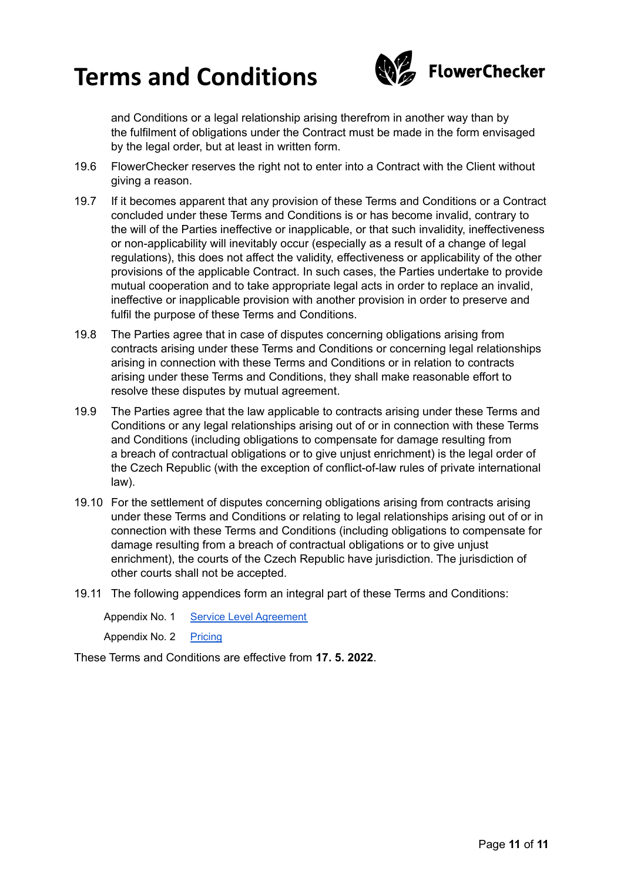and Conditions or a legal relationship arising therefrom in another way than by the fulfilment of obligations under the Contract must be made in the form envisaged by the legal order, but at least in written form.

19.6 FlowerChecker reserves the right not to enter into a Contract with the Client without giving a reason.

19.7 If it becomes apparent that any provision of these Terms and Conditions or a Contract concluded under these Terms and Conditions is or has become invalid, contrary to the will of the Parties ineffective or inapplicable, or that such invalidity, ineffectiveness or non-applicability will inevitably occur (especially as a result of a change of legal regulations), this does not affect the validity, effectiveness or applicability of the other provisions of the applicable Contract. In such cases, the Parties undertake to provide mutual cooperation and to take appropriate legal acts in order to replace an invalid, ineffective or inapplicable provision with another provision in order to preserve and fulfil the purpose of these Terms and Conditions.

19.8 The Parties agree that in case of disputes concerning obligations arising from contracts arising under these Terms and Conditions or concerning legal relationships arising in connection with these Terms and Conditions or in relation to contracts arising under these Terms and Conditions, they shall make reasonable effort to resolve these disputes by mutual agreement.

19.9 The Parties agree that the law applicable to contracts arising under these Terms and Conditions or any legal relationships arising out of or in connection with these Terms and Conditions (including obligations to compensate for damage resulting from a breach of contractual obligations or to give unjust enrichment) is the legal order of the Czech Republic (with the exception of conflict-of-law rules of private international law).

19.10 For the settlement of disputes concerning obligations arising from contracts arising under these Terms and Conditions or relating to legal relationships arising out of or in connection with these Terms and Conditions (including obligations to compensate for damage resulting from a breach of contractual obligations or to give unjust enrichment), the courts of the Czech Republic have jurisdiction. The jurisdiction of other courts shall not be accepted.

19.11 The following appendices form an integral part of these Terms and Conditions:

Appendix No. 1 Service Level Agreement

Appendix No. 2 Pricing

These Terms and Conditions are effective from **17. 5. 2022**.